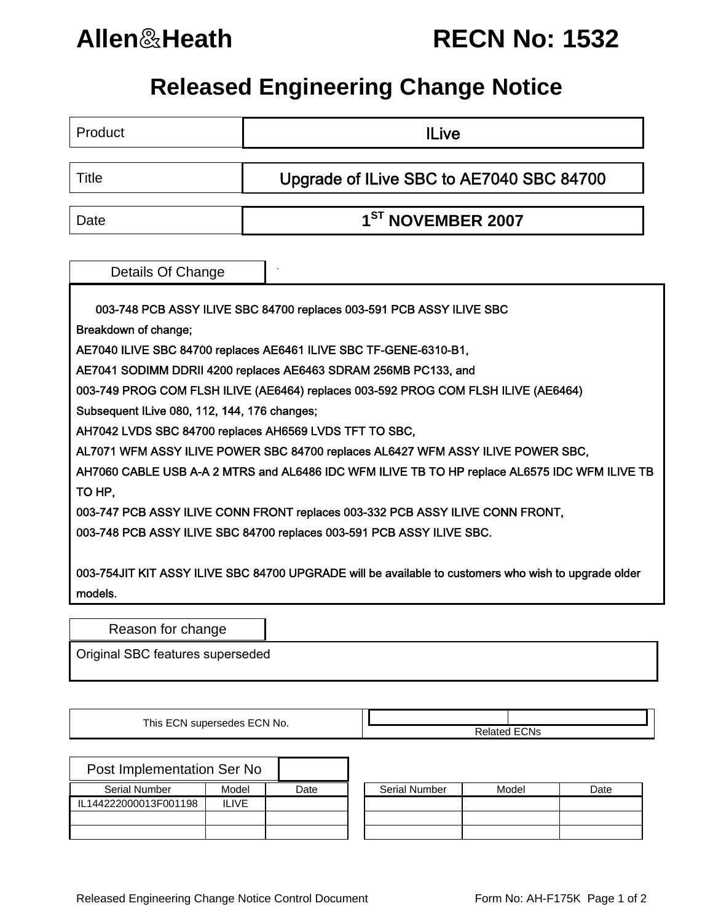# Allen&Heath — RECN No: 1532

## Released Engineering Change Notice

| | |
|---|---|
| Product | ILive |
| Title | Upgrade of ILive SBC to AE7040 SBC 84700 |
| Date | 1ST NOVEMBER 2007 |

### Details Of Change

003-748 PCB ASSY ILIVE SBC 84700 replaces 003-591 PCB ASSY ILIVE SBC

Breakdown of change;

AE7040 ILIVE SBC 84700 replaces AE6461 ILIVE SBC TF-GENE-6310-B1,

AE7041 SODIMM DDRII 4200 replaces AE6463 SDRAM 256MB PC133, and

003-749 PROG COM FLSH ILIVE (AE6464) replaces 003-592 PROG COM FLSH ILIVE (AE6464)

Subsequent ILive 080, 112, 144, 176 changes;

AH7042 LVDS SBC 84700 replaces AH6569 LVDS TFT TO SBC,

AL7071 WFM ASSY ILIVE POWER SBC 84700 replaces AL6427 WFM ASSY ILIVE POWER SBC,

AH7060 CABLE USB A-A 2 MTRS and AL6486 IDC WFM ILIVE TB TO HP replace AL6575 IDC WFM ILIVE TB TO HP,

003-747 PCB ASSY ILIVE CONN FRONT replaces 003-332 PCB ASSY ILIVE CONN FRONT,

003-748 PCB ASSY ILIVE SBC 84700 replaces 003-591 PCB ASSY ILIVE SBC.

003-754JIT KIT ASSY ILIVE SBC 84700 UPGRADE will be available to customers who wish to upgrade older models.

### Reason for change

Original SBC features superseded

| This ECN supersedes ECN No. | Related ECNs |
|---|---|
| | |

### Post Implementation Ser No

| Serial Number | Model | Date | | Serial Number | Model | Date |
|---|---|---|---|---|---|---|
| IL144222000013F001198 | ILIVE | | | | | |
| | | | | | | |
| | | | | | | |

Released Engineering Change Notice Control Document — Form No: AH-F175K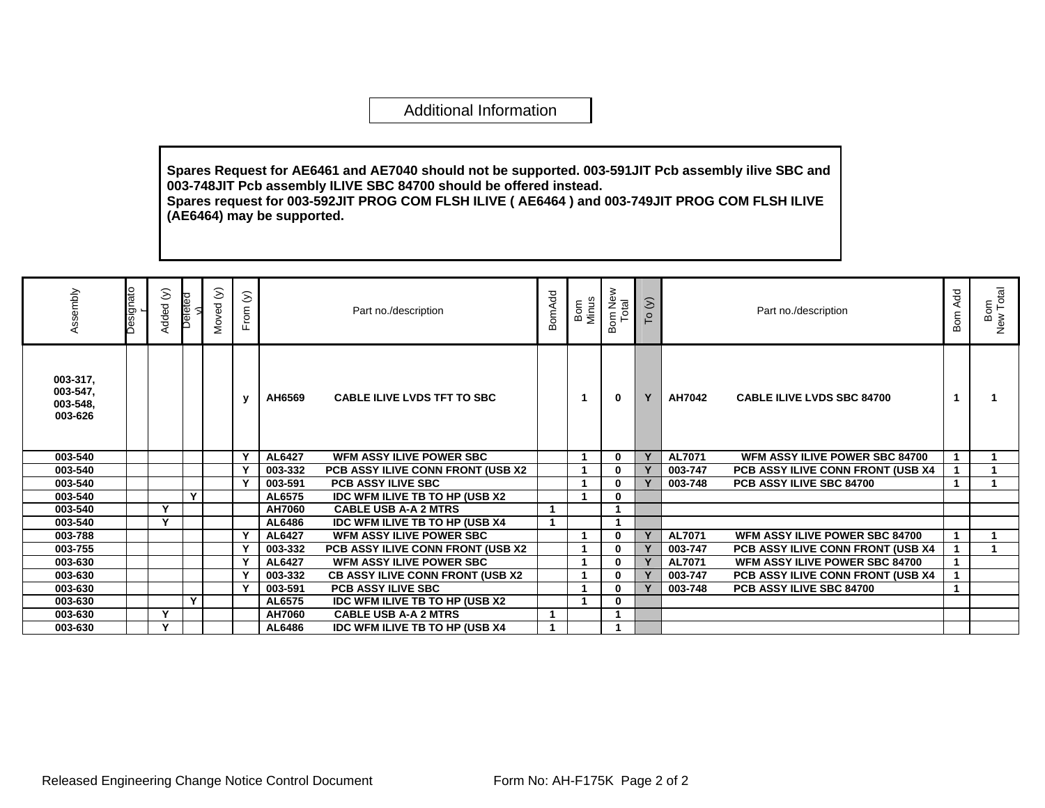## Additional Information

**Spares Request for AE6461 and AE7040 should not be supported. 003-591JIT Pcb assembly ilive SBC and 003-748JIT Pcb assembly ILIVE SBC 84700 should be offered instead.**
**Spares request for 003-592JIT PROG COM FLSH ILIVE ( AE6464 ) and 003-749JIT PROG COM FLSH ILIVE (AE6464) may be supported.**

| Assembly | Designator | Added (y) | Deleted (y) | Moved (y) | From (y) | Part no./description | BomAdd | Bom Minus | Bom New Total | To (y) | Part no./description | Bom Add | Bom New Total |
|---|---|---|---|---|---|---|---|---|---|---|---|---|---|
| 003-317, 003-547, 003-548, 003-626 | | | | | y | AH6569 CABLE ILIVE LVDS TFT TO SBC | | 1 | 0 | Y | AH7042 CABLE ILIVE LVDS SBC 84700 | 1 | 1 |
| 003-540 | | | | | Y | AL6427 WFM ASSY ILIVE POWER SBC | | 1 | 0 | Y | AL7071 WFM ASSY ILIVE POWER SBC 84700 | 1 | 1 |
| 003-540 | | | | | Y | 003-332 PCB ASSY ILIVE CONN FRONT (USB X2 | | 1 | 0 | Y | 003-747 PCB ASSY ILIVE CONN FRONT (USB X4 | 1 | 1 |
| 003-540 | | | | | Y | 003-591 PCB ASSY ILIVE SBC | | 1 | 0 | Y | 003-748 PCB ASSY ILIVE SBC 84700 | 1 | 1 |
| 003-540 | | | Y | | | AL6575 IDC WFM ILIVE TB TO HP (USB X2 | | 1 | 0 | | | | |
| 003-540 | | Y | | | | AH7060 CABLE USB A-A 2 MTRS | 1 | | 1 | | | | |
| 003-540 | | Y | | | | AL6486 IDC WFM ILIVE TB TO HP (USB X4 | 1 | | 1 | | | | |
| 003-788 | | | | | Y | AL6427 WFM ASSY ILIVE POWER SBC | | 1 | 0 | Y | AL7071 WFM ASSY ILIVE POWER SBC 84700 | 1 | 1 |
| 003-755 | | | | | Y | 003-332 PCB ASSY ILIVE CONN FRONT (USB X2 | | 1 | 0 | Y | 003-747 PCB ASSY ILIVE CONN FRONT (USB X4 | 1 | 1 |
| 003-630 | | | | | Y | AL6427 WFM ASSY ILIVE POWER SBC | | 1 | 0 | Y | AL7071 WFM ASSY ILIVE POWER SBC 84700 | 1 | |
| 003-630 | | | | | Y | 003-332 CB ASSY ILIVE CONN FRONT (USB X2 | | 1 | 0 | Y | 003-747 PCB ASSY ILIVE CONN FRONT (USB X4 | 1 | |
| 003-630 | | | | | Y | 003-591 PCB ASSY ILIVE SBC | | 1 | 0 | Y | 003-748 PCB ASSY ILIVE SBC 84700 | 1 | |
| 003-630 | | | Y | | | AL6575 IDC WFM ILIVE TB TO HP (USB X2 | | 1 | 0 | | | | |
| 003-630 | | Y | | | | AH7060 CABLE USB A-A 2 MTRS | 1 | | 1 | | | | |
| 003-630 | | Y | | | | AL6486 IDC WFM ILIVE TB TO HP (USB X4 | 1 | | 1 | | | | |

Released Engineering Change Notice Control Document Form No: AH-F175K